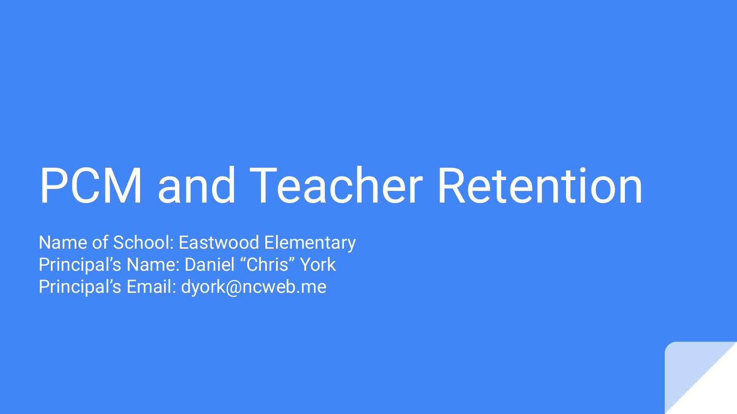# PCM and Teacher Retention

Name of School: Eastwood Elementary
Principal's Name: Daniel "Chris" York
Principal's Email: dyork@ncweb.me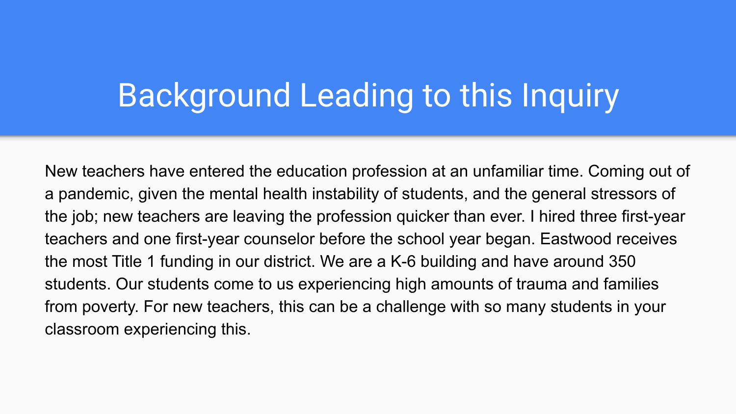# Background Leading to this Inquiry

New teachers have entered the education profession at an unfamiliar time. Coming out of a pandemic, given the mental health instability of students, and the general stressors of the job; new teachers are leaving the profession quicker than ever. I hired three first-year teachers and one first-year counselor before the school year began. Eastwood receives the most Title 1 funding in our district. We are a K-6 building and have around 350 students. Our students come to us experiencing high amounts of trauma and families from poverty. For new teachers, this can be a challenge with so many students in your classroom experiencing this.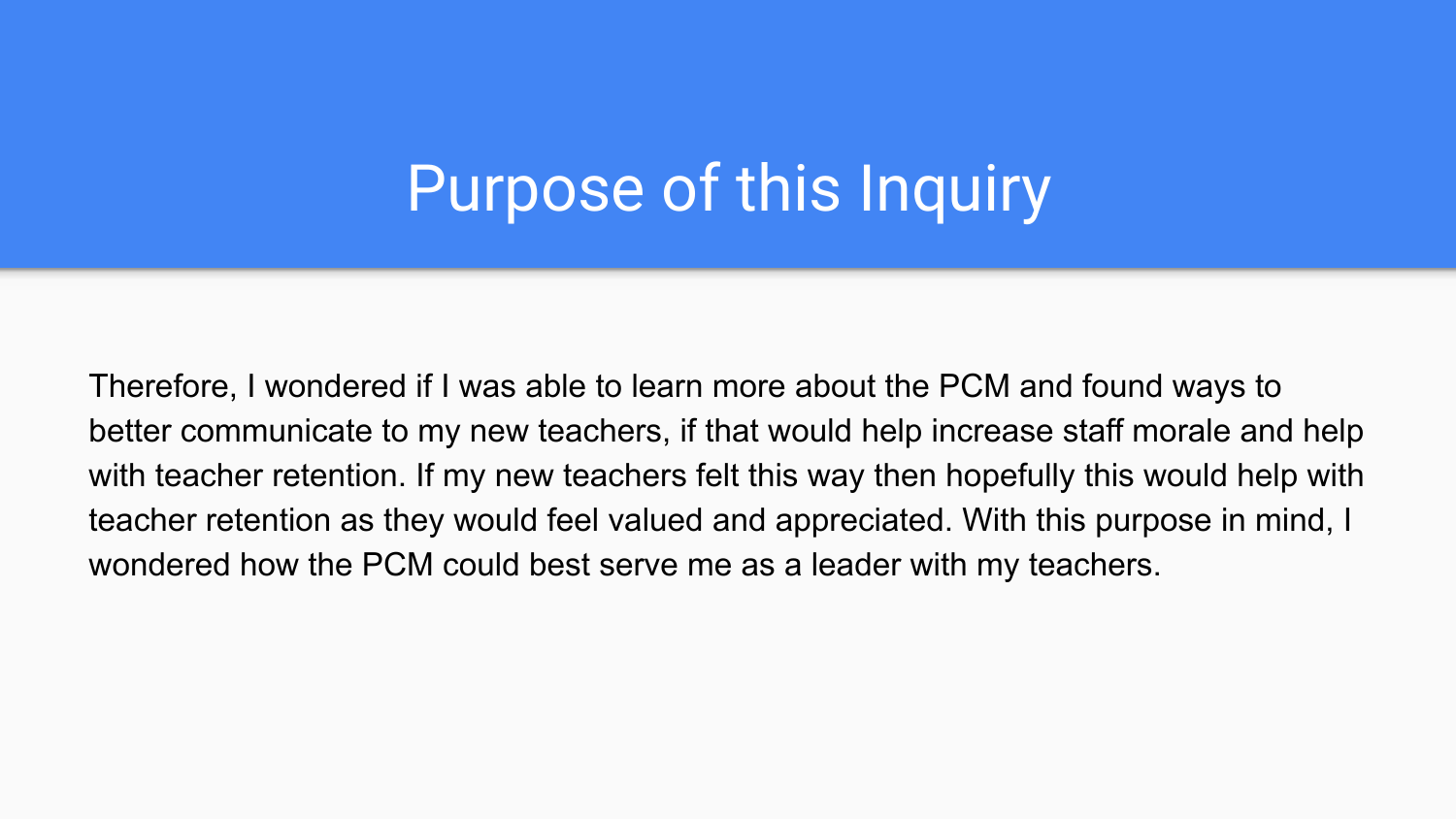# Purpose of this Inquiry

Therefore, I wondered if I was able to learn more about the PCM and found ways to better communicate to my new teachers, if that would help increase staff morale and help with teacher retention. If my new teachers felt this way then hopefully this would help with teacher retention as they would feel valued and appreciated. With this purpose in mind, I wondered how the PCM could best serve me as a leader with my teachers.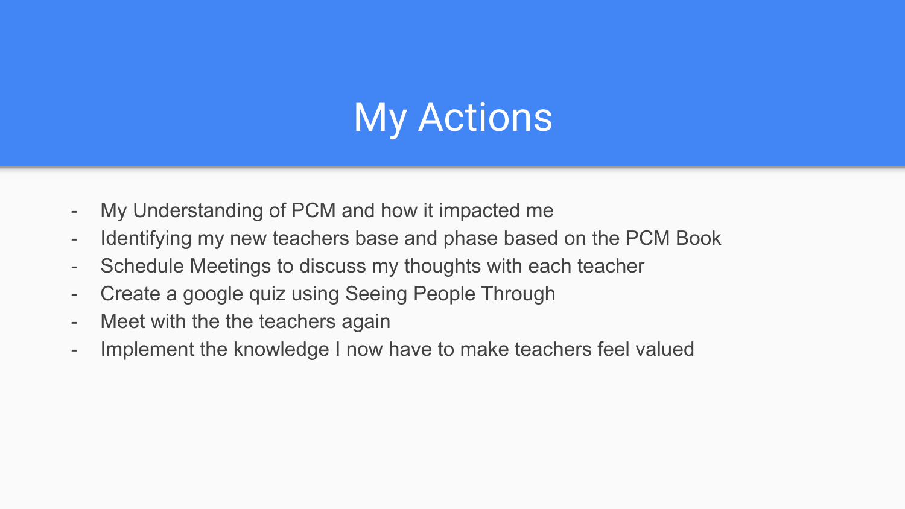# My Actions

- My Understanding of PCM and how it impacted me
- Identifying my new teachers base and phase based on the PCM Book
- Schedule Meetings to discuss my thoughts with each teacher
- Create a google quiz using Seeing People Through
- Meet with the the teachers again
- Implement the knowledge I now have to make teachers feel valued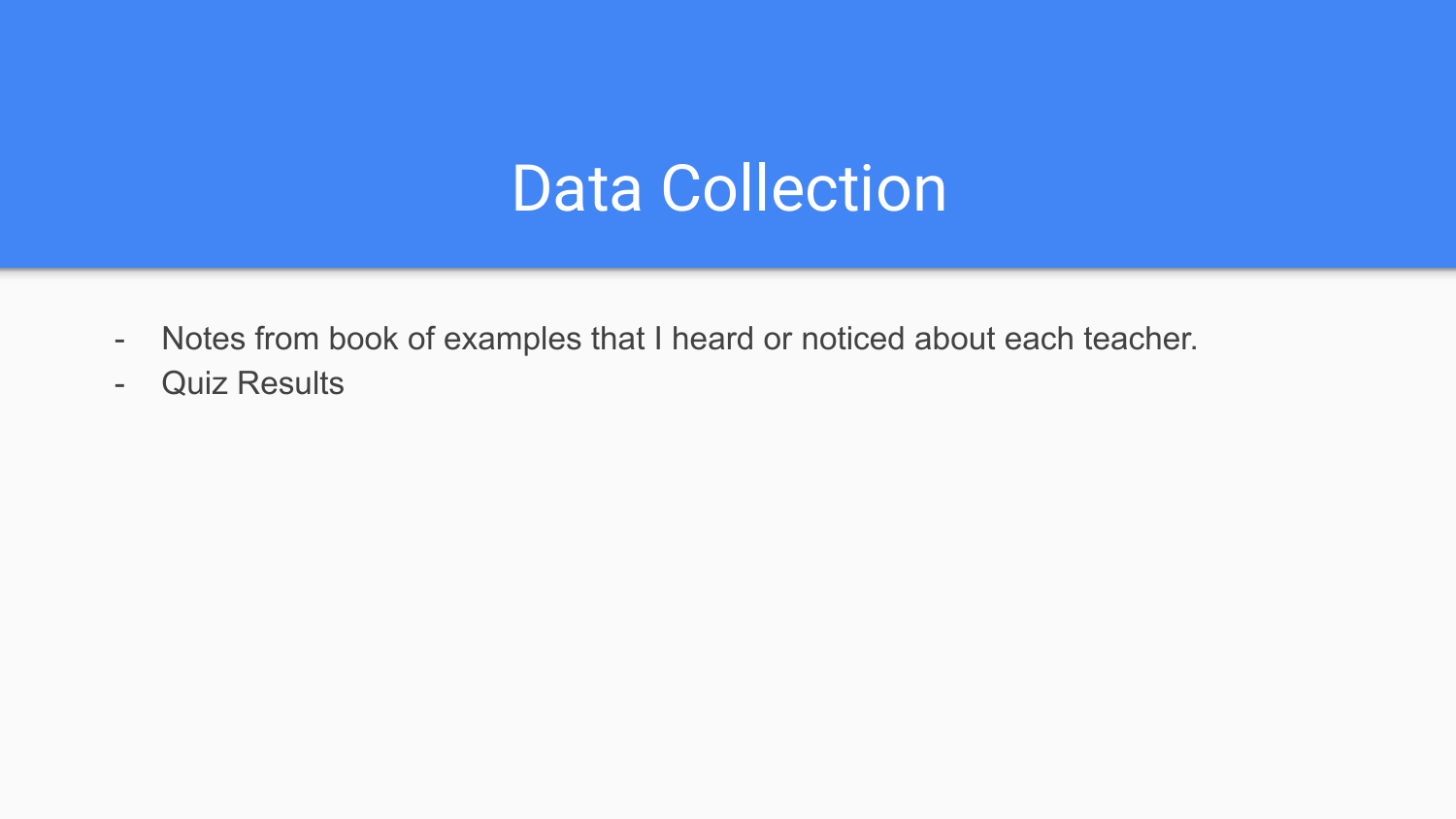# Data Collection

- Notes from book of examples that I heard or noticed about each teacher.
- Quiz Results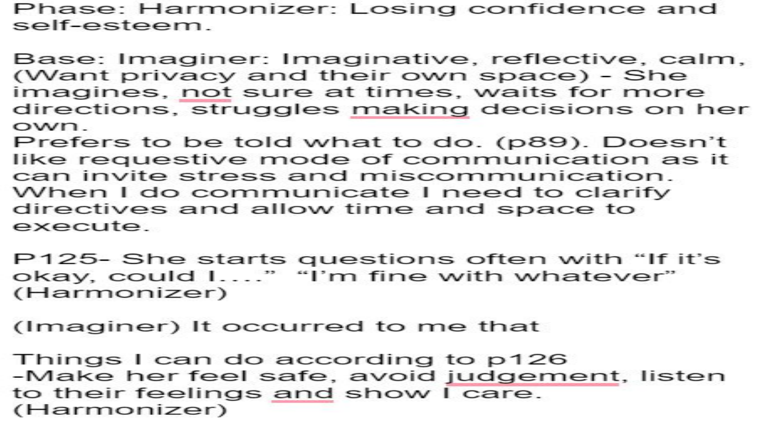Phase: Harmonizer: Losing confidence and self-esteem.

Base: Imaginer: Imaginative, reflective, calm, (Want privacy and their own space) - She imagines, not sure at times, waits for more directions, struggles making decisions on her own.
Prefers to be told what to do. (p89). Doesn't like requestive mode of communication as it can invite stress and miscommunication. When I do communicate I need to clarify directives and allow time and space to execute.

P125- She starts questions often with "If it's okay, could I...." "I'm fine with whatever" (Harmonizer)

(Imaginer) It occurred to me that

Things I can do according to p126
-Make her feel safe, avoid judgement, listen to their feelings and show I care. (Harmonizer)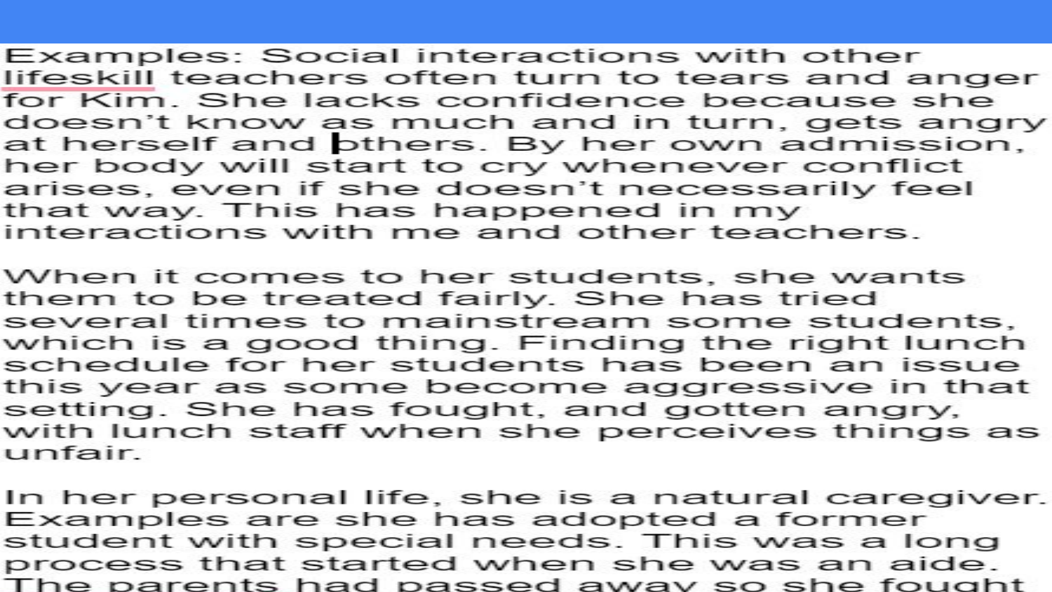Examples: Social interactions with other lifeskill teachers often turn to tears and anger for Kim. She lacks confidence because she doesn't know as much and in turn, gets angry at herself and others. By her own admission, her body will start to cry whenever conflict arises, even if she doesn't necessarily feel that way. This has happened in my interactions with me and other teachers.

When it comes to her students, she wants them to be treated fairly. She has tried several times to mainstream some students, which is a good thing. Finding the right lunch schedule for her students has been an issue this year as some become aggressive in that setting. She has fought, and gotten angry, with lunch staff when she perceives things as unfair.

In her personal life, she is a natural caregiver. Examples are she has adopted a former student with special needs. This was a long process that started when she was an aide. The parents had passed away so she fought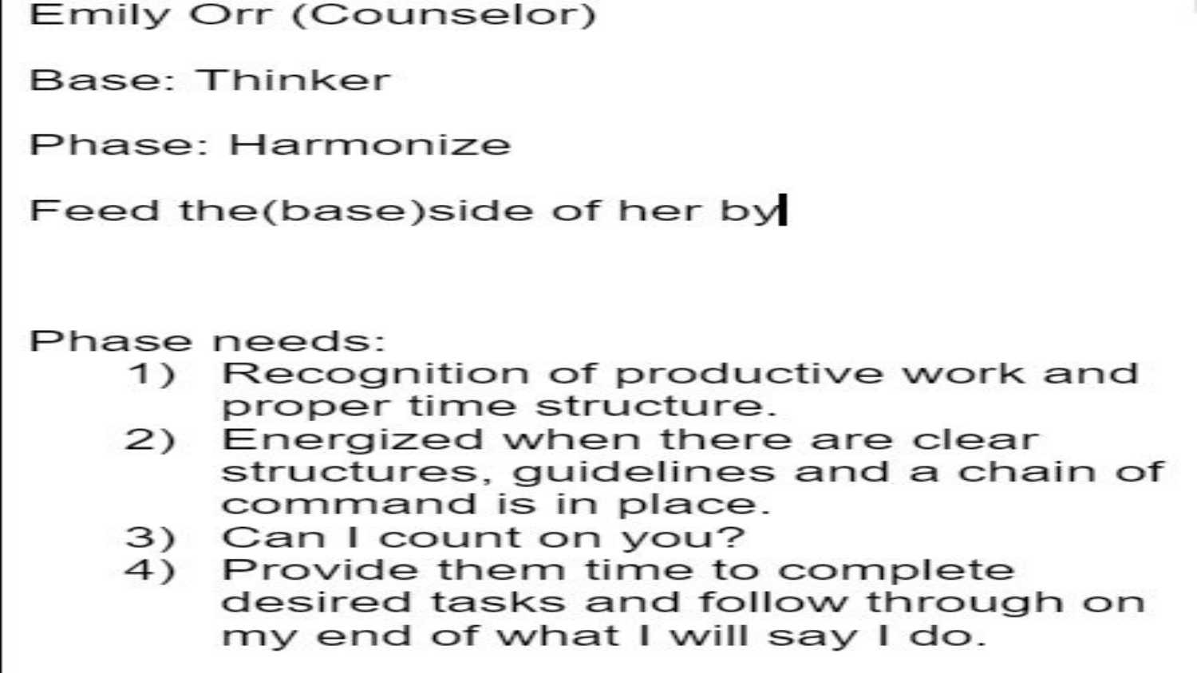Emily Orr (Counselor)

Base: Thinker

Phase: Harmonize

Feed the(base)side of her by

Phase needs:

1) Recognition of productive work and proper time structure.
2) Energized when there are clear structures, guidelines and a chain of command is in place.
3) Can I count on you?
4) Provide them time to complete desired tasks and follow through on my end of what I will say I do.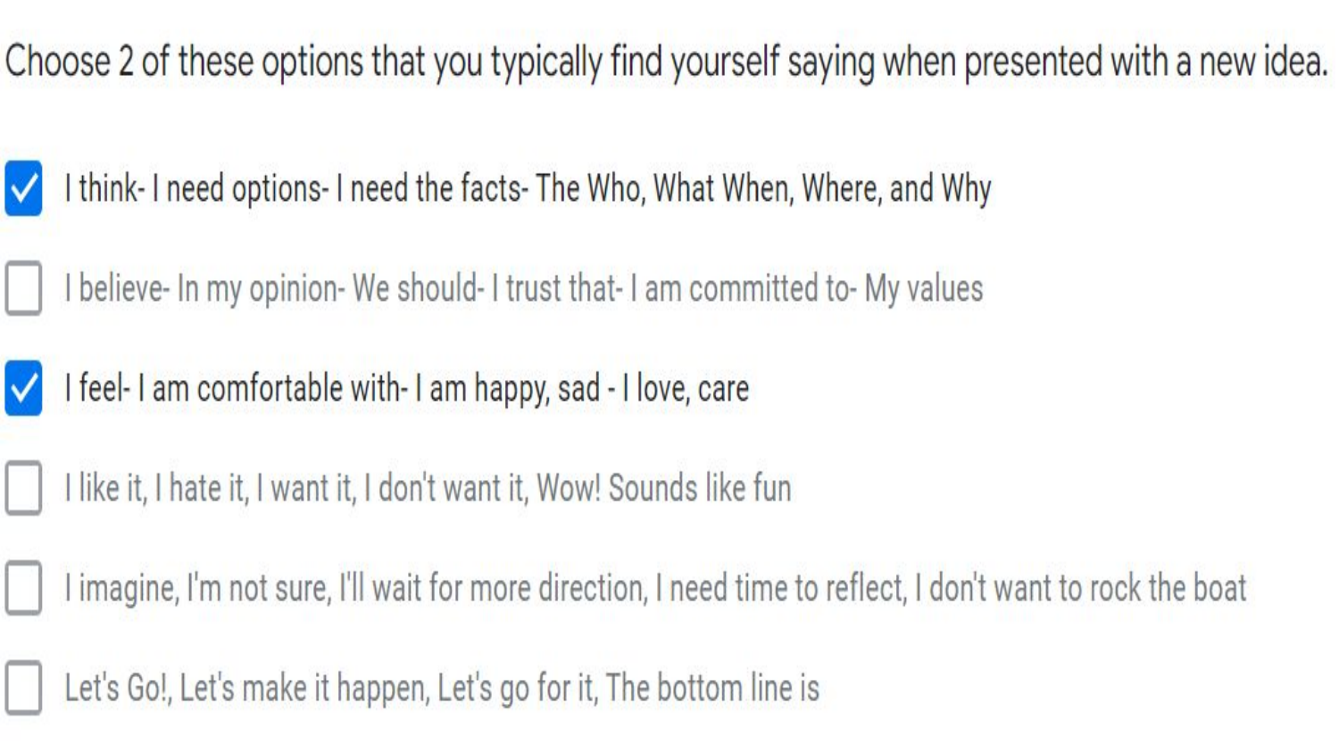Choose 2 of these options that you typically find yourself saying when presented with a new idea.

- [x] I think- I need options- I need the facts- The Who, What When, Where, and Why
- [ ] I believe- In my opinion- We should- I trust that- I am committed to- My values
- [x] I feel- I am comfortable with- I am happy, sad - I love, care
- [ ] I like it, I hate it, I want it, I don't want it, Wow! Sounds like fun
- [ ] I imagine, I'm not sure, I'll wait for more direction, I need time to reflect, I don't want to rock the boat
- [ ] Let's Go!, Let's make it happen, Let's go for it, The bottom line is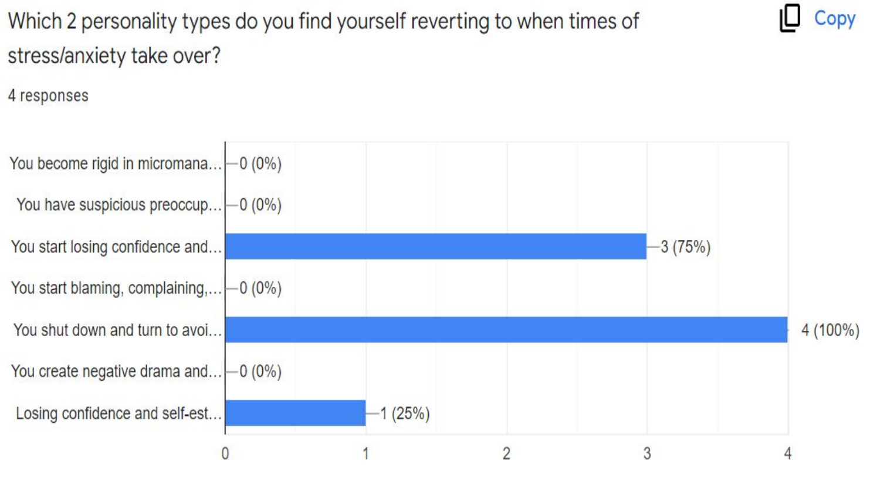Which 2 personality types do you find yourself reverting to when times of stress/anxiety take over?

4 responses

| Option | Responses |
| --- | --- |
| You become rigid in micromana… | 0 (0%) |
| You have suspicious preoccup… | 0 (0%) |
| You start losing confidence and… | 3 (75%) |
| You start blaming, complaining,… | 0 (0%) |
| You shut down and turn to avoi… | 4 (100%) |
| You create negative drama and… | 0 (0%) |
| Losing confidence and self-est… | 1 (25%) |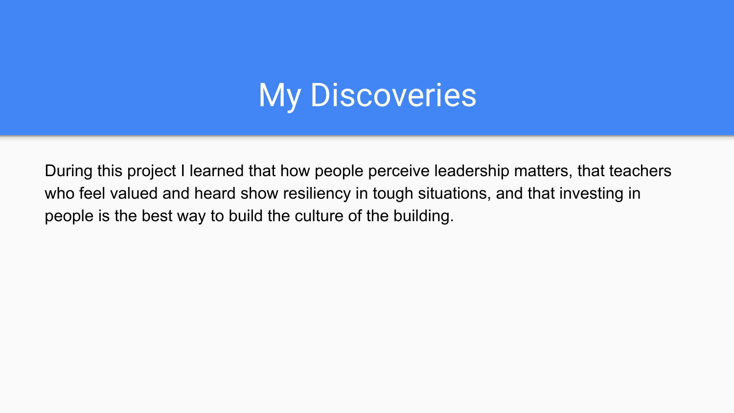# My Discoveries

During this project I learned that how people perceive leadership matters, that teachers who feel valued and heard show resiliency in tough situations, and that investing in people is the best way to build the culture of the building.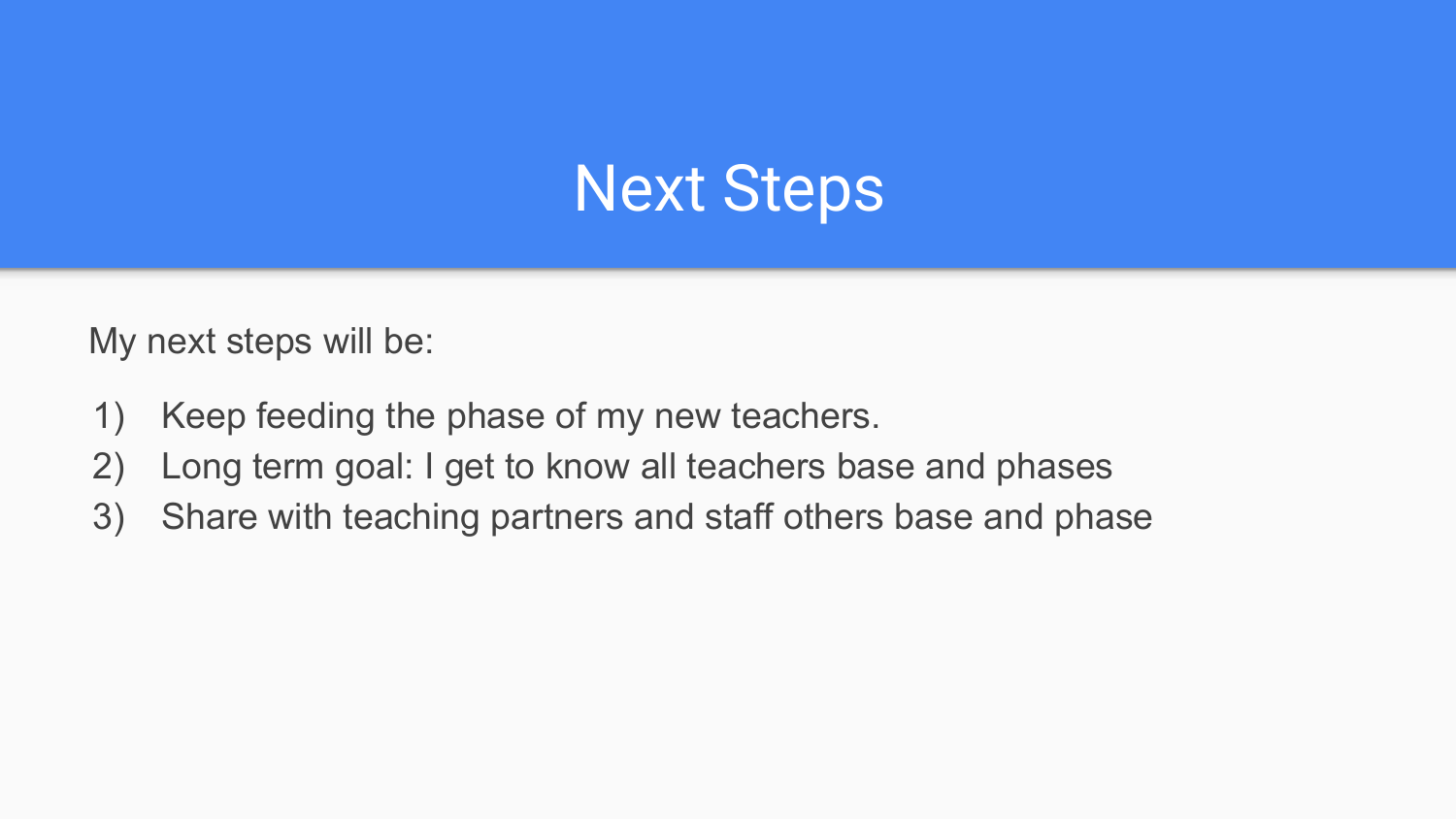# Next Steps

My next steps will be:

1) Keep feeding the phase of my new teachers.
2) Long term goal: I get to know all teachers base and phases
3) Share with teaching partners and staff others base and phase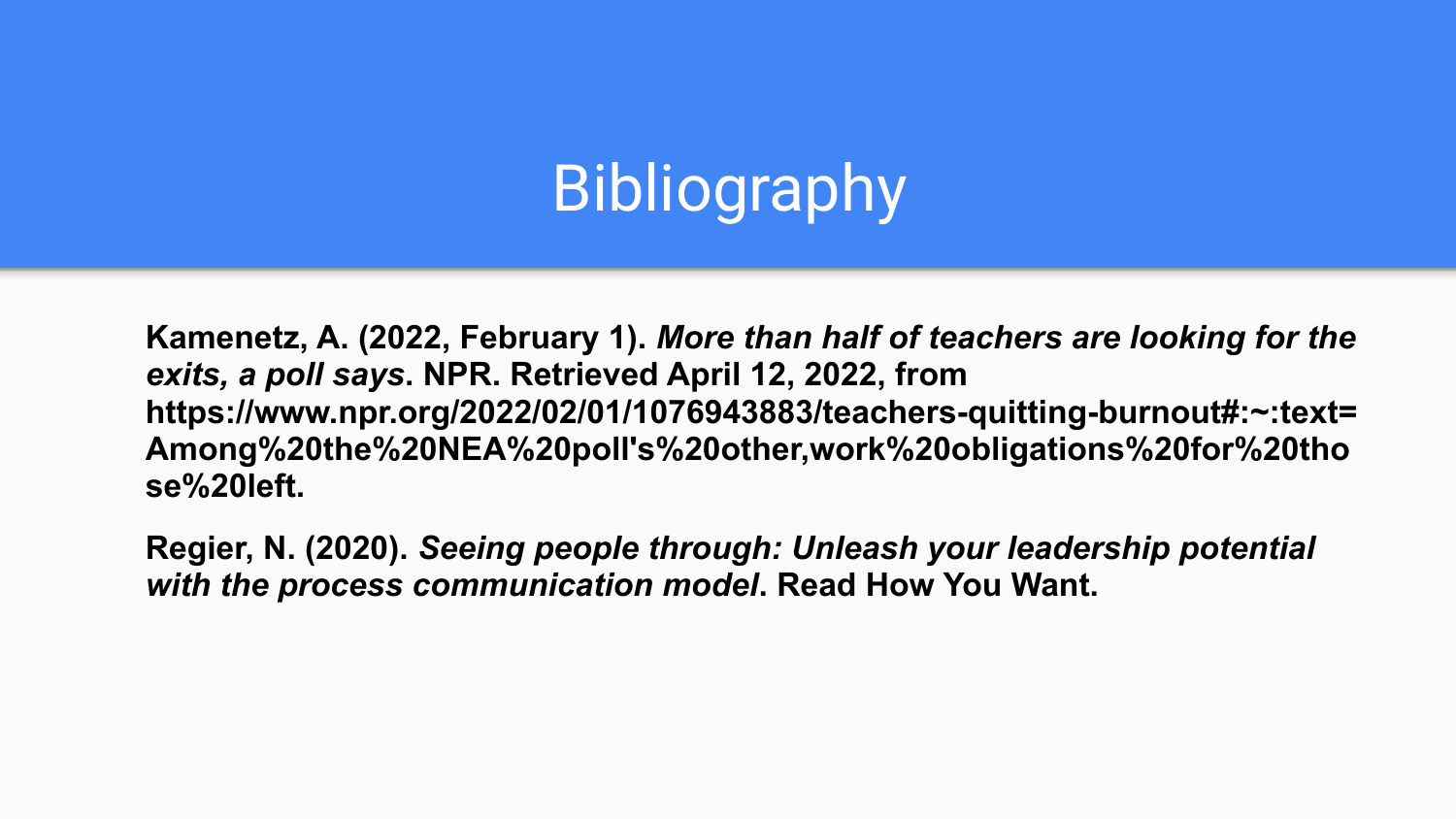# Bibliography

**Kamenetz, A. (2022, February 1).** ***More than half of teachers are looking for the exits, a poll says*****. NPR. Retrieved April 12, 2022, from https://www.npr.org/2022/02/01/1076943883/teachers-quitting-burnout#:~:text=Among%20the%20NEA%20poll's%20other,work%20obligations%20for%20those%20left.**

**Regier, N. (2020).** ***Seeing people through: Unleash your leadership potential with the process communication model*****. Read How You Want.**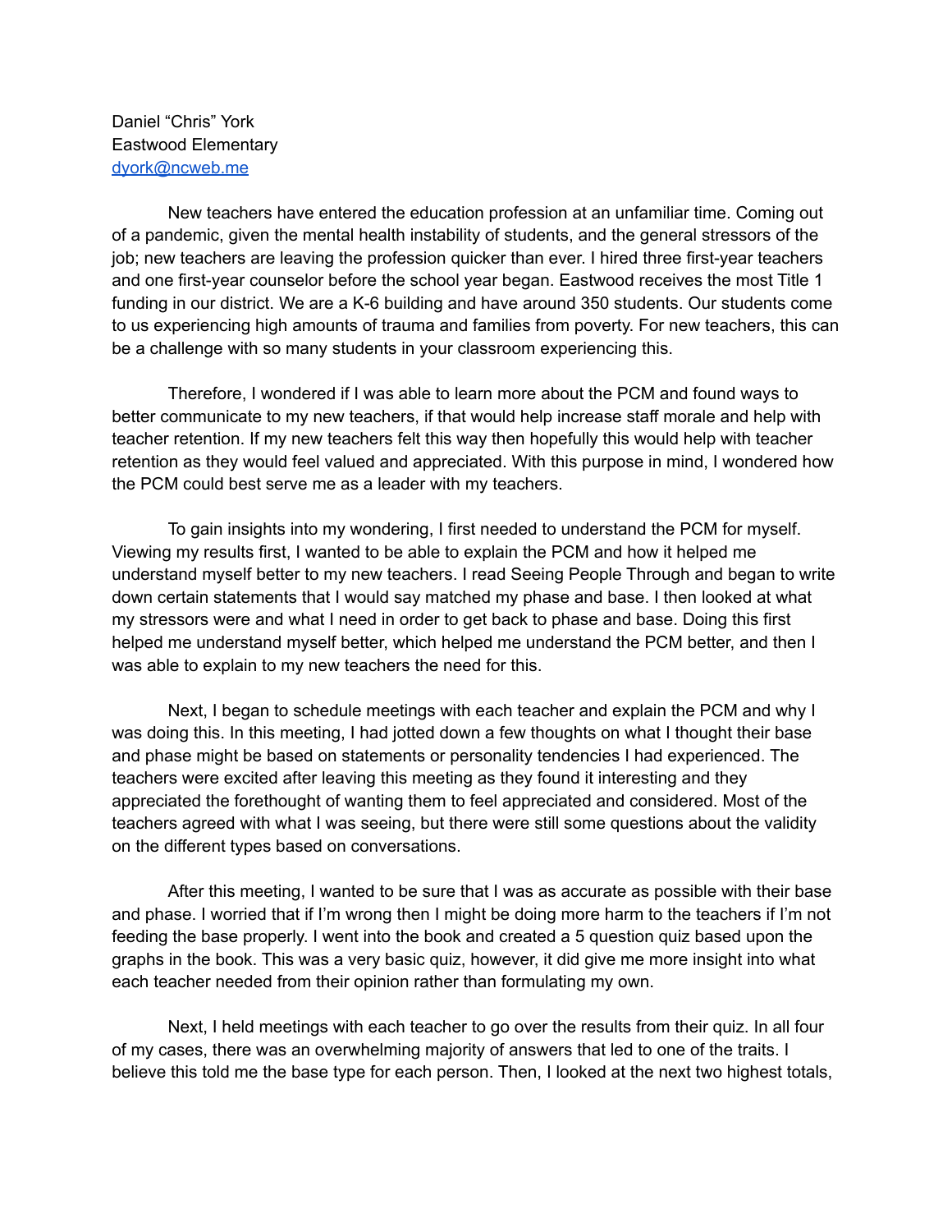Daniel “Chris” York
Eastwood Elementary
dyork@ncweb.me

New teachers have entered the education profession at an unfamiliar time. Coming out of a pandemic, given the mental health instability of students, and the general stressors of the job; new teachers are leaving the profession quicker than ever. I hired three first-year teachers and one first-year counselor before the school year began. Eastwood receives the most Title 1 funding in our district. We are a K-6 building and have around 350 students. Our students come to us experiencing high amounts of trauma and families from poverty. For new teachers, this can be a challenge with so many students in your classroom experiencing this.

Therefore, I wondered if I was able to learn more about the PCM and found ways to better communicate to my new teachers, if that would help increase staff morale and help with teacher retention. If my new teachers felt this way then hopefully this would help with teacher retention as they would feel valued and appreciated. With this purpose in mind, I wondered how the PCM could best serve me as a leader with my teachers.

To gain insights into my wondering, I first needed to understand the PCM for myself. Viewing my results first, I wanted to be able to explain the PCM and how it helped me understand myself better to my new teachers. I read Seeing People Through and began to write down certain statements that I would say matched my phase and base. I then looked at what my stressors were and what I need in order to get back to phase and base. Doing this first helped me understand myself better, which helped me understand the PCM better, and then I was able to explain to my new teachers the need for this.

Next, I began to schedule meetings with each teacher and explain the PCM and why I was doing this. In this meeting, I had jotted down a few thoughts on what I thought their base and phase might be based on statements or personality tendencies I had experienced. The teachers were excited after leaving this meeting as they found it interesting and they appreciated the forethought of wanting them to feel appreciated and considered. Most of the teachers agreed with what I was seeing, but there were still some questions about the validity on the different types based on conversations.

After this meeting, I wanted to be sure that I was as accurate as possible with their base and phase. I worried that if I'm wrong then I might be doing more harm to the teachers if I'm not feeding the base properly. I went into the book and created a 5 question quiz based upon the graphs in the book. This was a very basic quiz, however, it did give me more insight into what each teacher needed from their opinion rather than formulating my own.

Next, I held meetings with each teacher to go over the results from their quiz. In all four of my cases, there was an overwhelming majority of answers that led to one of the traits. I believe this told me the base type for each person. Then, I looked at the next two highest totals,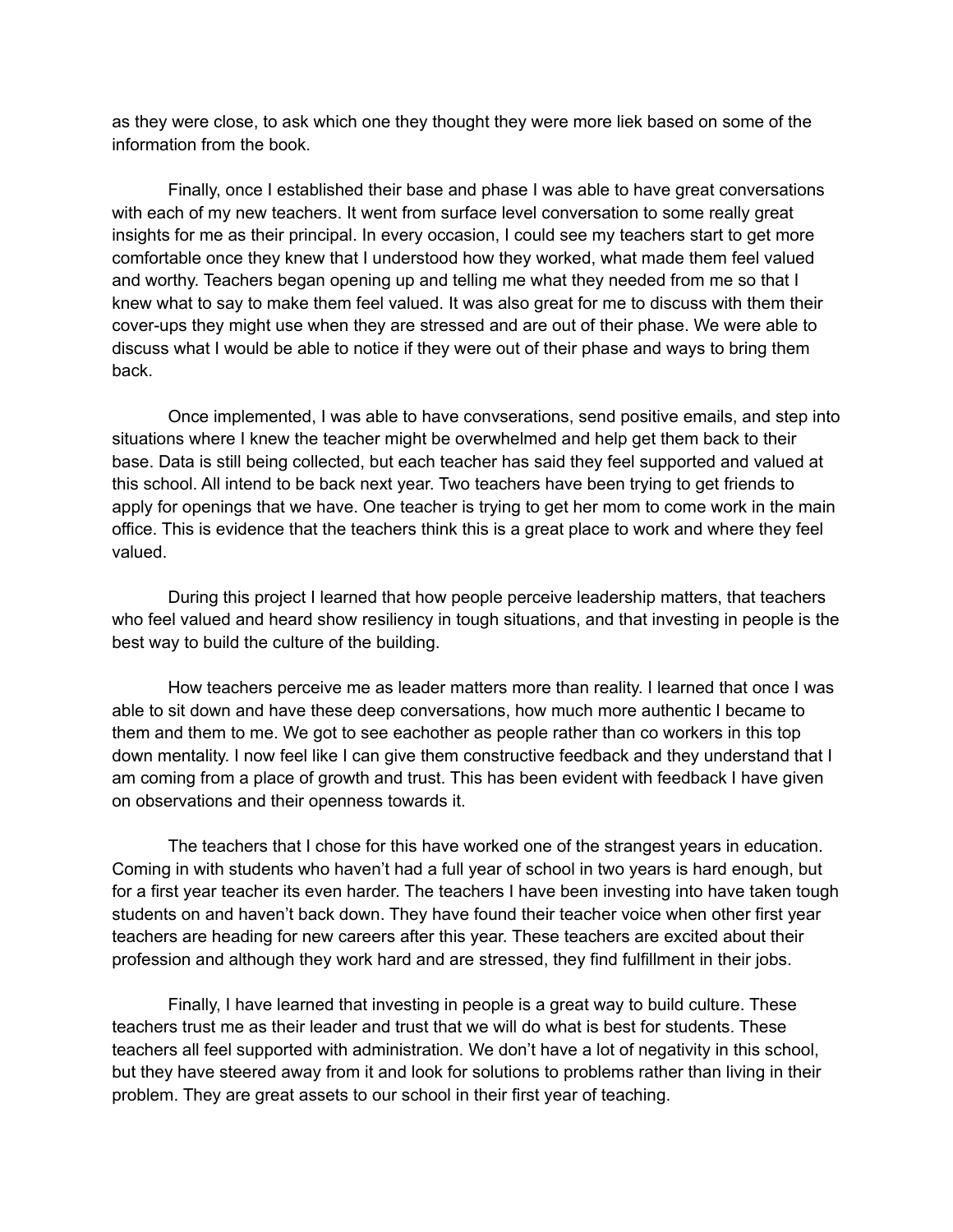as they were close, to ask which one they thought they were more liek based on some of the information from the book.

Finally, once I established their base and phase I was able to have great conversations with each of my new teachers. It went from surface level conversation to some really great insights for me as their principal. In every occasion, I could see my teachers start to get more comfortable once they knew that I understood how they worked, what made them feel valued and worthy. Teachers began opening up and telling me what they needed from me so that I knew what to say to make them feel valued. It was also great for me to discuss with them their cover-ups they might use when they are stressed and are out of their phase. We were able to discuss what I would be able to notice if they were out of their phase and ways to bring them back.

Once implemented, I was able to have convserations, send positive emails, and step into situations where I knew the teacher might be overwhelmed and help get them back to their base. Data is still being collected, but each teacher has said they feel supported and valued at this school. All intend to be back next year. Two teachers have been trying to get friends to apply for openings that we have. One teacher is trying to get her mom to come work in the main office. This is evidence that the teachers think this is a great place to work and where they feel valued.

During this project I learned that how people perceive leadership matters, that teachers who feel valued and heard show resiliency in tough situations, and that investing in people is the best way to build the culture of the building.

How teachers perceive me as leader matters more than reality. I learned that once I was able to sit down and have these deep conversations, how much more authentic I became to them and them to me. We got to see eachother as people rather than co workers in this top down mentality. I now feel like I can give them constructive feedback and they understand that I am coming from a place of growth and trust. This has been evident with feedback I have given on observations and their openness towards it.

The teachers that I chose for this have worked one of the strangest years in education. Coming in with students who haven't had a full year of school in two years is hard enough, but for a first year teacher its even harder. The teachers I have been investing into have taken tough students on and haven't back down. They have found their teacher voice when other first year teachers are heading for new careers after this year. These teachers are excited about their profession and although they work hard and are stressed, they find fulfillment in their jobs.

Finally, I have learned that investing in people is a great way to build culture. These teachers trust me as their leader and trust that we will do what is best for students. These teachers all feel supported with administration. We don't have a lot of negativity in this school, but they have steered away from it and look for solutions to problems rather than living in their problem. They are great assets to our school in their first year of teaching.